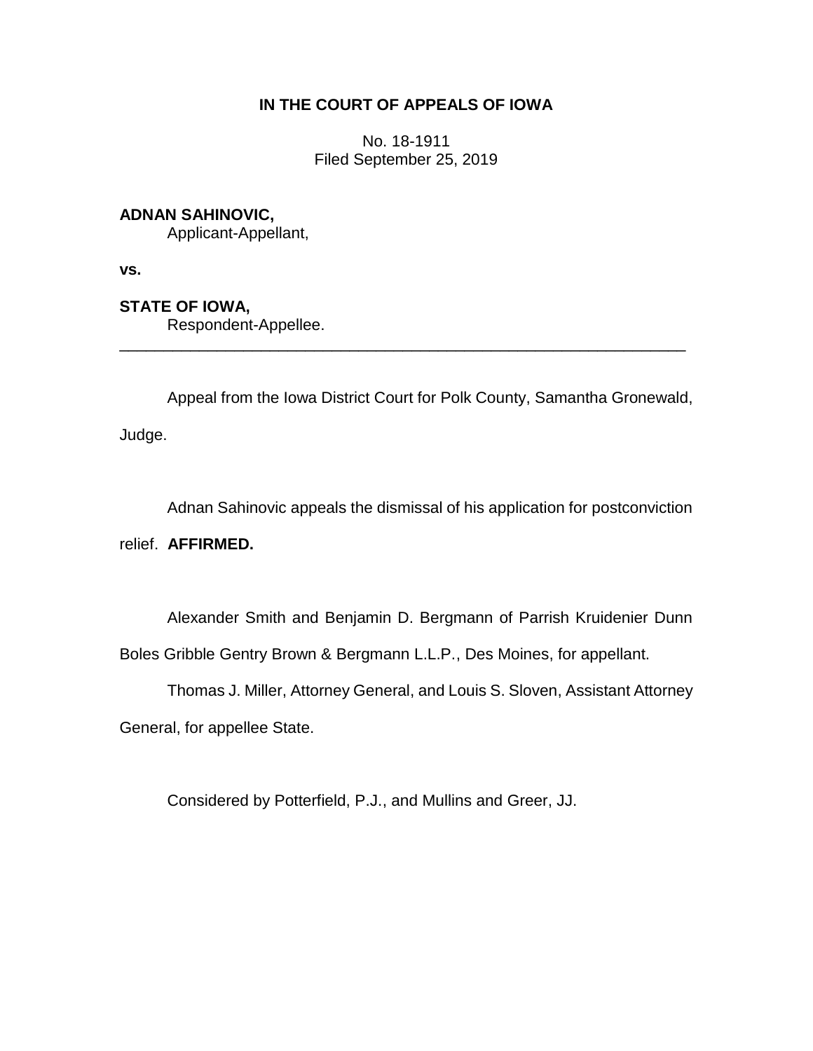**IN THE COURT OF APPEALS OF IOWA**

No. 18-1911
Filed September 25, 2019

**ADNAN SAHINOVIC,**
Applicant-Appellant,

**vs.**

**STATE OF IOWA,**
Respondent-Appellee.

---

Appeal from the Iowa District Court for Polk County, Samantha Gronewald, Judge.

Adnan Sahinovic appeals the dismissal of his application for postconviction relief. **AFFIRMED.**

Alexander Smith and Benjamin D. Bergmann of Parrish Kruidenier Dunn Boles Gribble Gentry Brown & Bergmann L.L.P., Des Moines, for appellant.

Thomas J. Miller, Attorney General, and Louis S. Sloven, Assistant Attorney General, for appellee State.

Considered by Potterfield, P.J., and Mullins and Greer, JJ.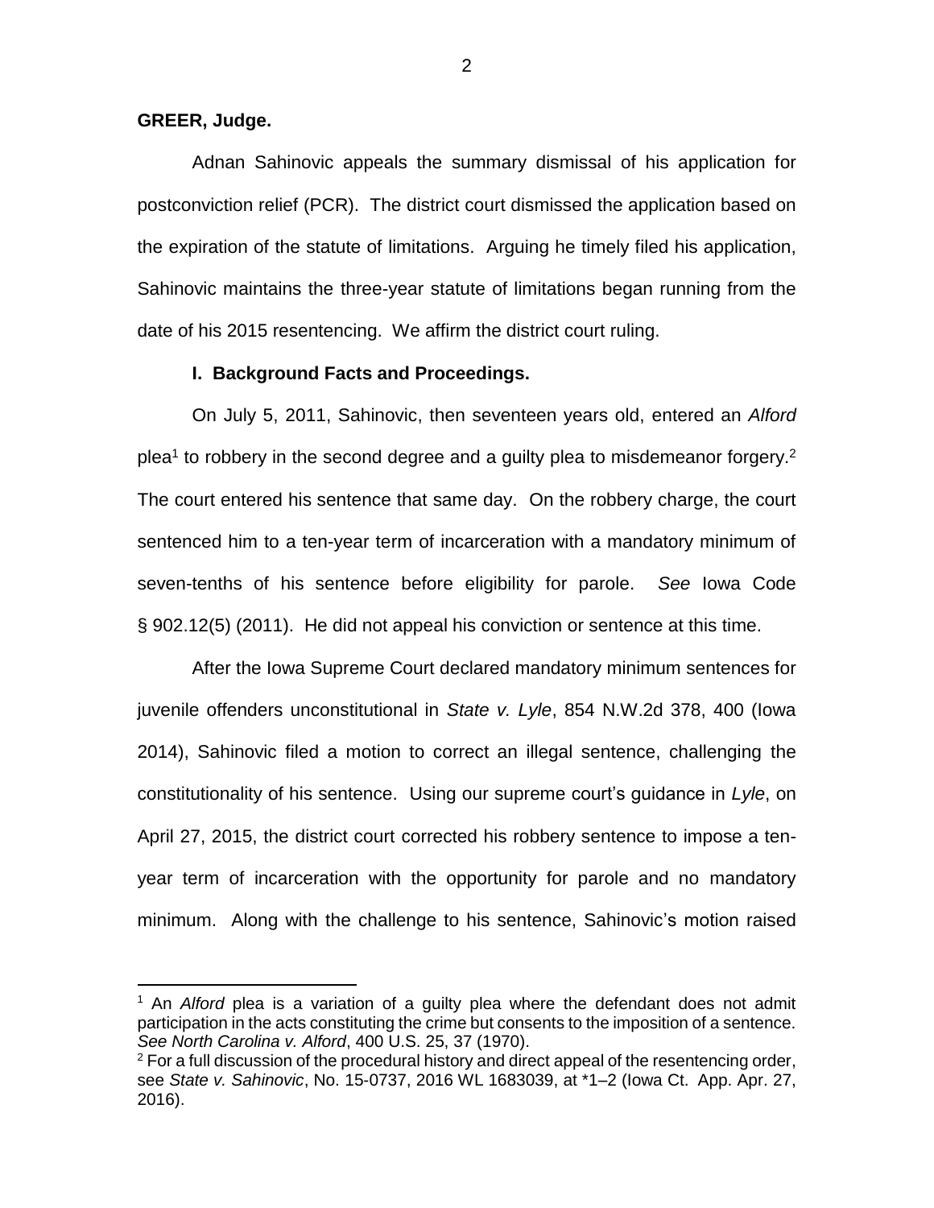**GREER, Judge.**

Adnan Sahinovic appeals the summary dismissal of his application for postconviction relief (PCR). The district court dismissed the application based on the expiration of the statute of limitations. Arguing he timely filed his application, Sahinovic maintains the three-year statute of limitations began running from the date of his 2015 resentencing. We affirm the district court ruling.

**I. Background Facts and Proceedings.**

On July 5, 2011, Sahinovic, then seventeen years old, entered an *Alford* plea[1] to robbery in the second degree and a guilty plea to misdemeanor forgery.[2] The court entered his sentence that same day. On the robbery charge, the court sentenced him to a ten-year term of incarceration with a mandatory minimum of seven-tenths of his sentence before eligibility for parole. *See* Iowa Code § 902.12(5) (2011). He did not appeal his conviction or sentence at this time.

After the Iowa Supreme Court declared mandatory minimum sentences for juvenile offenders unconstitutional in *State v. Lyle*, 854 N.W.2d 378, 400 (Iowa 2014), Sahinovic filed a motion to correct an illegal sentence, challenging the constitutionality of his sentence. Using our supreme court's guidance in *Lyle*, on April 27, 2015, the district court corrected his robbery sentence to impose a ten-year term of incarceration with the opportunity for parole and no mandatory minimum. Along with the challenge to his sentence, Sahinovic's motion raised

[1] An *Alford* plea is a variation of a guilty plea where the defendant does not admit participation in the acts constituting the crime but consents to the imposition of a sentence. *See North Carolina v. Alford*, 400 U.S. 25, 37 (1970).

[2] For a full discussion of the procedural history and direct appeal of the resentencing order, see *State v. Sahinovic*, No. 15-0737, 2016 WL 1683039, at *1–2 (Iowa Ct. App. Apr. 27, 2016).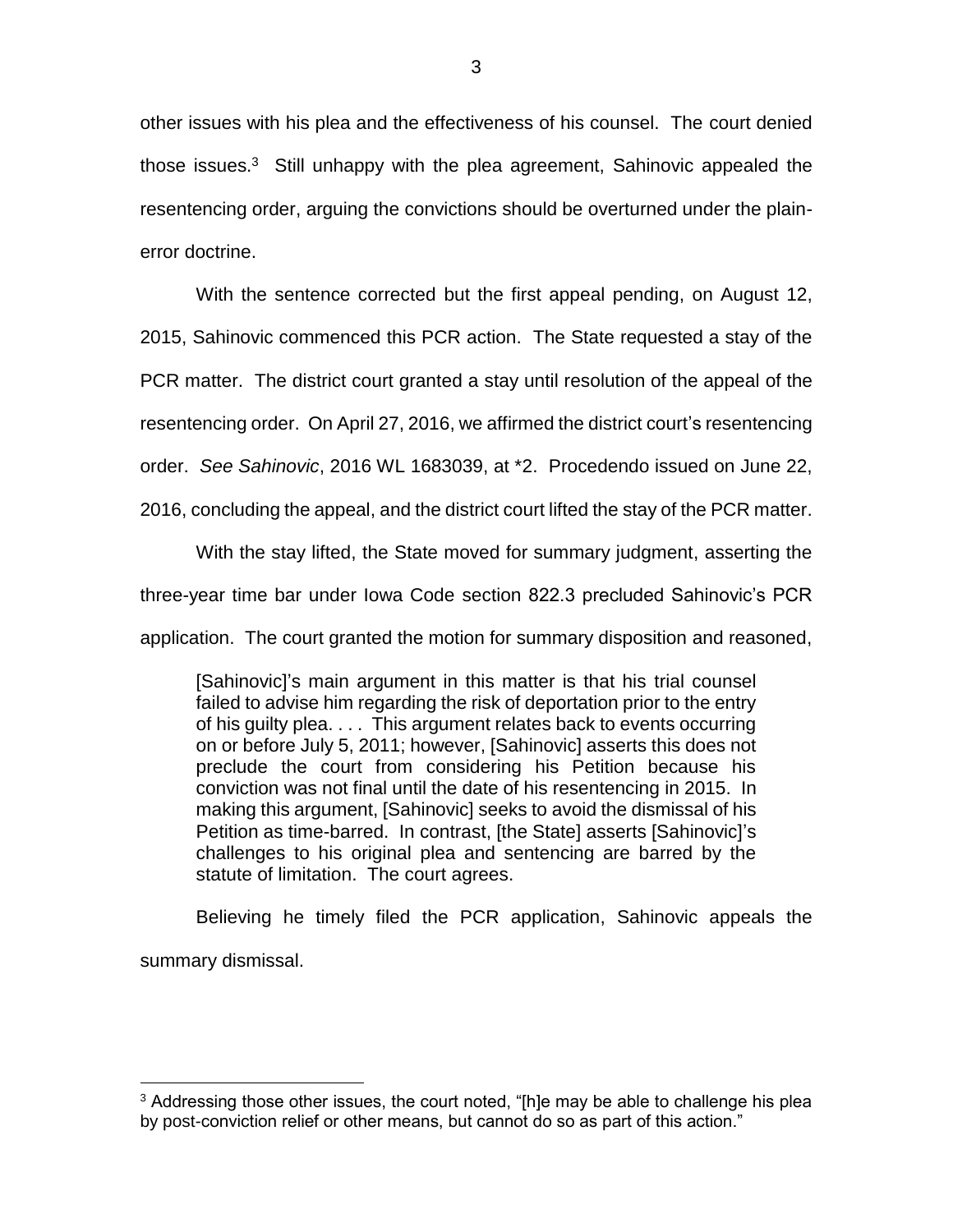other issues with his plea and the effectiveness of his counsel. The court denied those issues.[3] Still unhappy with the plea agreement, Sahinovic appealed the resentencing order, arguing the convictions should be overturned under the plain-error doctrine.

With the sentence corrected but the first appeal pending, on August 12, 2015, Sahinovic commenced this PCR action. The State requested a stay of the PCR matter. The district court granted a stay until resolution of the appeal of the resentencing order. On April 27, 2016, we affirmed the district court's resentencing order. *See Sahinovic*, 2016 WL 1683039, at *2. Procedendo issued on June 22, 2016, concluding the appeal, and the district court lifted the stay of the PCR matter.

With the stay lifted, the State moved for summary judgment, asserting the three-year time bar under Iowa Code section 822.3 precluded Sahinovic's PCR application. The court granted the motion for summary disposition and reasoned,

> [Sahinovic]'s main argument in this matter is that his trial counsel failed to advise him regarding the risk of deportation prior to the entry of his guilty plea. . . . This argument relates back to events occurring on or before July 5, 2011; however, [Sahinovic] asserts this does not preclude the court from considering his Petition because his conviction was not final until the date of his resentencing in 2015. In making this argument, [Sahinovic] seeks to avoid the dismissal of his Petition as time-barred. In contrast, [the State] asserts [Sahinovic]'s challenges to his original plea and sentencing are barred by the statute of limitation. The court agrees.

Believing he timely filed the PCR application, Sahinovic appeals the summary dismissal.

---

[3] Addressing those other issues, the court noted, "[h]e may be able to challenge his plea by post-conviction relief or other means, but cannot do so as part of this action."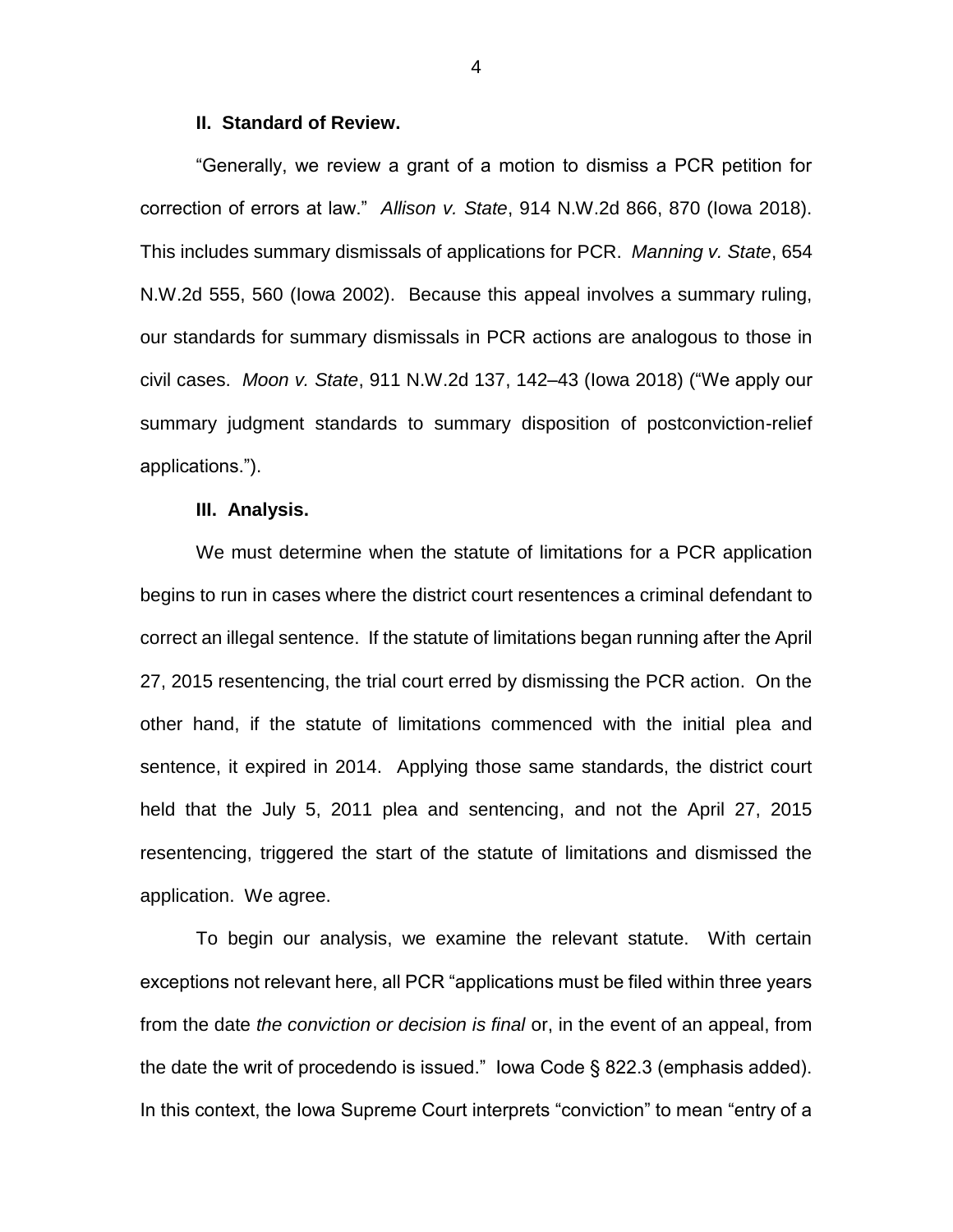## II. Standard of Review.

"Generally, we review a grant of a motion to dismiss a PCR petition for correction of errors at law." *Allison v. State*, 914 N.W.2d 866, 870 (Iowa 2018). This includes summary dismissals of applications for PCR. *Manning v. State*, 654 N.W.2d 555, 560 (Iowa 2002). Because this appeal involves a summary ruling, our standards for summary dismissals in PCR actions are analogous to those in civil cases. *Moon v. State*, 911 N.W.2d 137, 142–43 (Iowa 2018) ("We apply our summary judgment standards to summary disposition of postconviction-relief applications.").

## III. Analysis.

We must determine when the statute of limitations for a PCR application begins to run in cases where the district court resentences a criminal defendant to correct an illegal sentence. If the statute of limitations began running after the April 27, 2015 resentencing, the trial court erred by dismissing the PCR action. On the other hand, if the statute of limitations commenced with the initial plea and sentence, it expired in 2014. Applying those same standards, the district court held that the July 5, 2011 plea and sentencing, and not the April 27, 2015 resentencing, triggered the start of the statute of limitations and dismissed the application. We agree.

To begin our analysis, we examine the relevant statute. With certain exceptions not relevant here, all PCR "applications must be filed within three years from the date *the conviction or decision is final* or, in the event of an appeal, from the date the writ of procedendo is issued." Iowa Code § 822.3 (emphasis added). In this context, the Iowa Supreme Court interprets "conviction" to mean "entry of a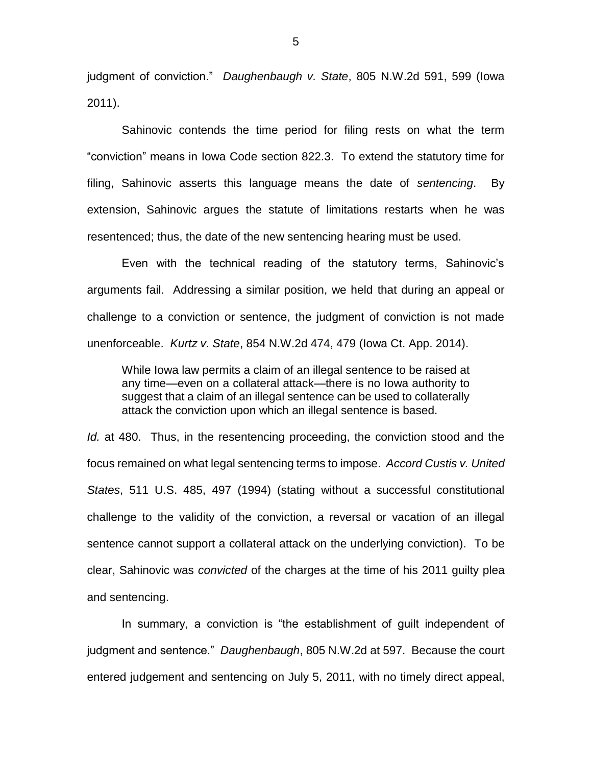judgment of conviction." *Daughenbaugh v. State*, 805 N.W.2d 591, 599 (Iowa 2011).

Sahinovic contends the time period for filing rests on what the term "conviction" means in Iowa Code section 822.3. To extend the statutory time for filing, Sahinovic asserts this language means the date of *sentencing*. By extension, Sahinovic argues the statute of limitations restarts when he was resentenced; thus, the date of the new sentencing hearing must be used.

Even with the technical reading of the statutory terms, Sahinovic's arguments fail. Addressing a similar position, we held that during an appeal or challenge to a conviction or sentence, the judgment of conviction is not made unenforceable. *Kurtz v. State*, 854 N.W.2d 474, 479 (Iowa Ct. App. 2014).

> While Iowa law permits a claim of an illegal sentence to be raised at any time—even on a collateral attack—there is no Iowa authority to suggest that a claim of an illegal sentence can be used to collaterally attack the conviction upon which an illegal sentence is based.

*Id.* at 480. Thus, in the resentencing proceeding, the conviction stood and the focus remained on what legal sentencing terms to impose. *Accord Custis v. United States*, 511 U.S. 485, 497 (1994) (stating without a successful constitutional challenge to the validity of the conviction, a reversal or vacation of an illegal sentence cannot support a collateral attack on the underlying conviction). To be clear, Sahinovic was *convicted* of the charges at the time of his 2011 guilty plea and sentencing.

In summary, a conviction is "the establishment of guilt independent of judgment and sentence." *Daughenbaugh*, 805 N.W.2d at 597. Because the court entered judgement and sentencing on July 5, 2011, with no timely direct appeal,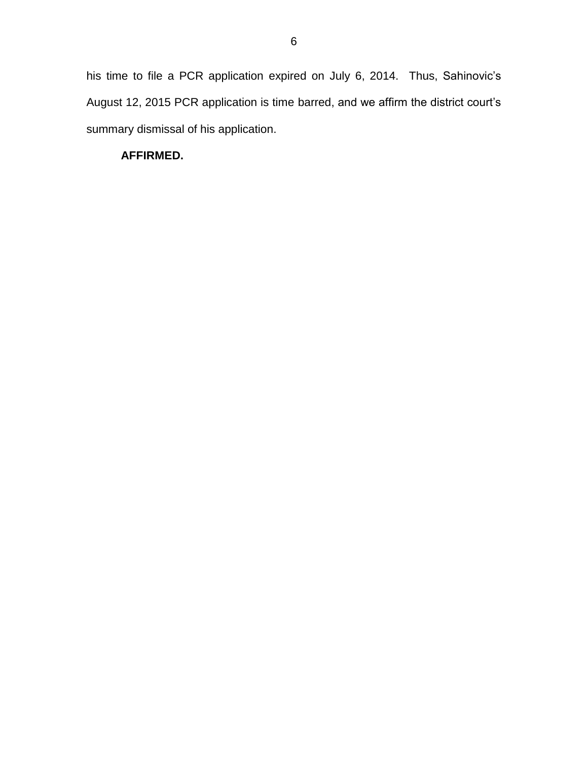his time to file a PCR application expired on July 6, 2014. Thus, Sahinovic's August 12, 2015 PCR application is time barred, and we affirm the district court's summary dismissal of his application.

**AFFIRMED.**